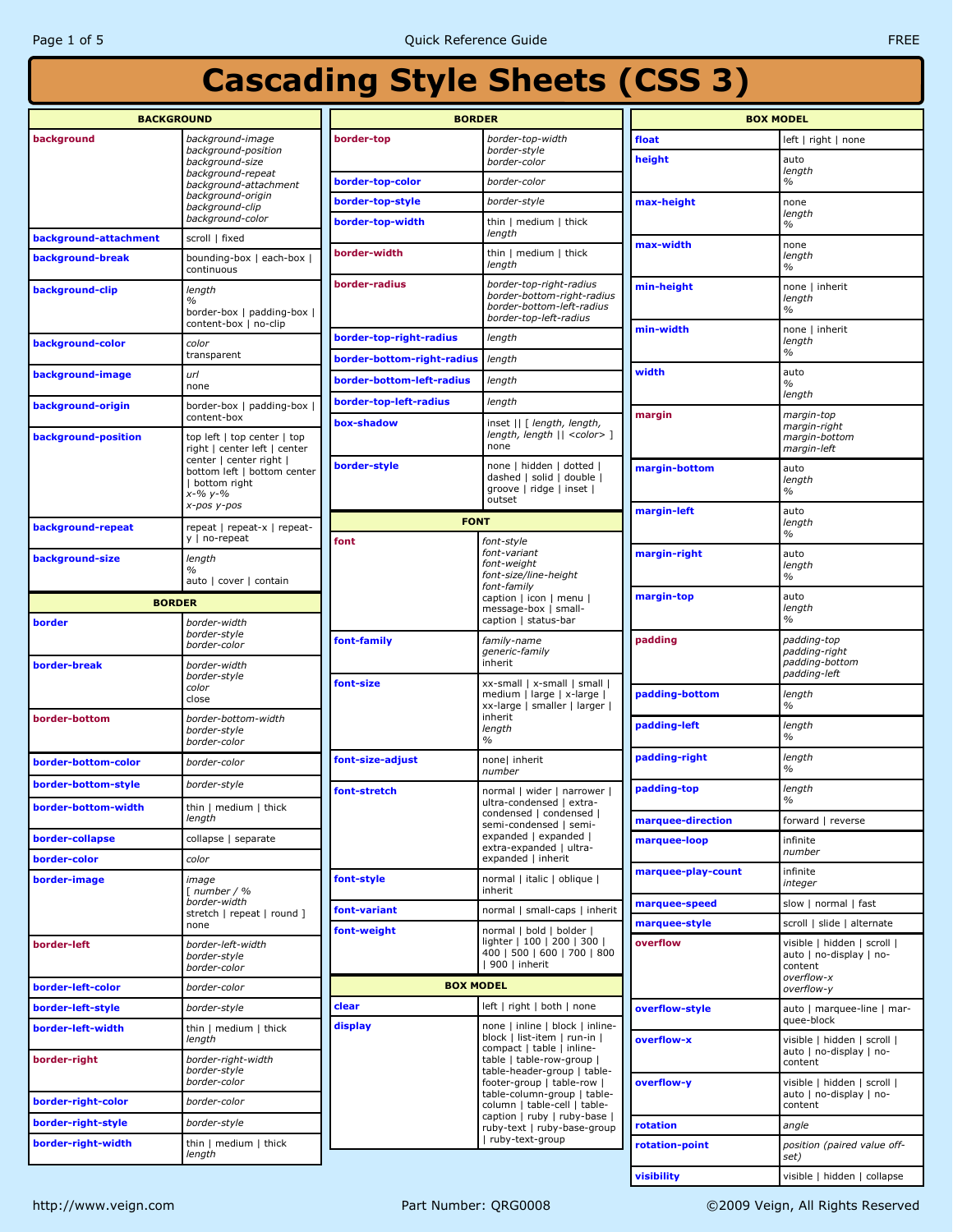# Cascading Style Sheets (CSS 3)

## BACKGROUND

| Property | Values |
|---|---|
| **background** | *background-image* *background-position* *background-size* *background-repeat* *background-attachment* *background-origin* *background-clip* *background-color* |
| **background-attachment** | scroll \| fixed |
| **background-break** | bounding-box \| each-box \| continuous |
| **background-clip** | *length* *%* border-box \| padding-box \| content-box \| no-clip |
| **background-color** | *color* transparent |
| **background-image** | *url* none |
| **background-origin** | border-box \| padding-box \| content-box |
| **background-position** | top left \| top center \| top right \| center left \| center center \| center right \| bottom left \| bottom center \| bottom right *x-% y-%* *x-pos y-pos* |
| **background-repeat** | repeat \| repeat-x \| repeat-y \| no-repeat |
| **background-size** | *length* *%* auto \| cover \| contain |

## BORDER

| Property | Values |
|---|---|
| **border** | *border-width* *border-style* *border-color* |
| **border-break** | *border-width* *border-style* *color* close |
| **border-bottom** | *border-bottom-width* *border-style* *border-color* |
| **border-bottom-color** | *border-color* |
| **border-bottom-style** | *border-style* |
| **border-bottom-width** | thin \| medium \| thick *length* |
| **border-collapse** | collapse \| separate |
| **border-color** | *color* |
| **border-image** | *image* [ *number* / *%* *border-width* stretch \| repeat \| round ] none |
| **border-left** | *border-left-width* *border-style* *border-color* |
| **border-left-color** | *border-color* |
| **border-left-style** | *border-style* |
| **border-left-width** | thin \| medium \| thick *length* |
| **border-right** | *border-right-width* *border-style* *border-color* |
| **border-right-color** | *border-color* |
| **border-right-style** | *border-style* |
| **border-right-width** | thin \| medium \| thick *length* |

## BORDER

| Property | Values |
|---|---|
| **border-top** | *border-top-width* *border-style* *border-color* |
| **border-top-color** | *border-color* |
| **border-top-style** | *border-style* |
| **border-top-width** | thin \| medium \| thick *length* |
| **border-width** | thin \| medium \| thick *length* |
| **border-radius** | *border-top-right-radius* *border-bottom-right-radius* *border-bottom-left-radius* *border-top-left-radius* |
| **border-top-right-radius** | *length* |
| **border-bottom-right-radius** | *length* |
| **border-bottom-left-radius** | *length* |
| **border-top-left-radius** | *length* |
| **box-shadow** | inset \|\| [ *length, length, length, length* \|\| *<color>* ] none |
| **border-style** | none \| hidden \| dotted \| dashed \| solid \| double \| groove \| ridge \| inset \| outset |

## FONT

| Property | Values |
|---|---|
| **font** | *font-style* *font-variant* *font-weight* *font-size/line-height* *font-family* caption \| icon \| menu \| message-box \| small-caption \| status-bar |
| **font-family** | *family-name* *generic-family* inherit |
| **font-size** | xx-small \| x-small \| small \| medium \| large \| x-large \| xx-large \| smaller \| larger \| inherit *length* *%* |
| **font-size-adjust** | none\| inherit *number* |
| **font-stretch** | normal \| wider \| narrower \| ultra-condensed \| extra-condensed \| condensed \| semi-condensed \| semi-expanded \| expanded \| extra-expanded \| ultra-expanded \| inherit |
| **font-style** | normal \| italic \| oblique \| inherit |
| **font-variant** | normal \| small-caps \| inherit |
| **font-weight** | normal \| bold \| bolder \| lighter \| 100 \| 200 \| 300 \| 400 \| 500 \| 600 \| 700 \| 800 \| 900 \| inherit |

## BOX MODEL

| Property | Values |
|---|---|
| **clear** | left \| right \| both \| none |
| **display** | none \| inline \| block \| inline-block \| list-item \| run-in \| compact \| table \| inline-table \| table-row-group \| table-header-group \| table-footer-group \| table-row \| table-column-group \| table-column \| table-cell \| table-caption \| ruby \| ruby-base \| ruby-text \| ruby-base-group \| ruby-text-group |

## BOX MODEL

| Property | Values |
|---|---|
| **float** | left \| right \| none |
| **height** | auto *length* *%* |
| **max-height** | none *length* *%* |
| **max-width** | none *length* *%* |
| **min-height** | none \| inherit *length* *%* |
| **min-width** | none \| inherit *length* *%* |
| **width** | auto *%* *length* |
| **margin** | *margin-top* *margin-right* *margin-bottom* *margin-left* |
| **margin-bottom** | auto *length* *%* |
| **margin-left** | auto *length* *%* |
| **margin-right** | auto *length* *%* |
| **margin-top** | auto *length* *%* |
| **padding** | *padding-top* *padding-right* *padding-bottom* *padding-left* |
| **padding-bottom** | *length* *%* |
| **padding-left** | *length* *%* |
| **padding-right** | *length* *%* |
| **padding-top** | *length* *%* |
| **marquee-direction** | forward \| reverse |
| **marquee-loop** | infinite *number* |
| **marquee-play-count** | infinite *integer* |
| **marquee-speed** | slow \| normal \| fast |
| **marquee-style** | scroll \| slide \| alternate |
| **overflow** | visible \| hidden \| scroll \| auto \| no-display \| no-content *overflow-x* *overflow-y* |
| **overflow-style** | auto \| marquee-line \| marquee-block |
| **overflow-x** | visible \| hidden \| scroll \| auto \| no-display \| no-content |
| **overflow-y** | visible \| hidden \| scroll \| auto \| no-display \| no-content |
| **rotation** | *angle* |
| **rotation-point** | *position (paired value off-set)* |
| **visibility** | visible \| hidden \| collapse |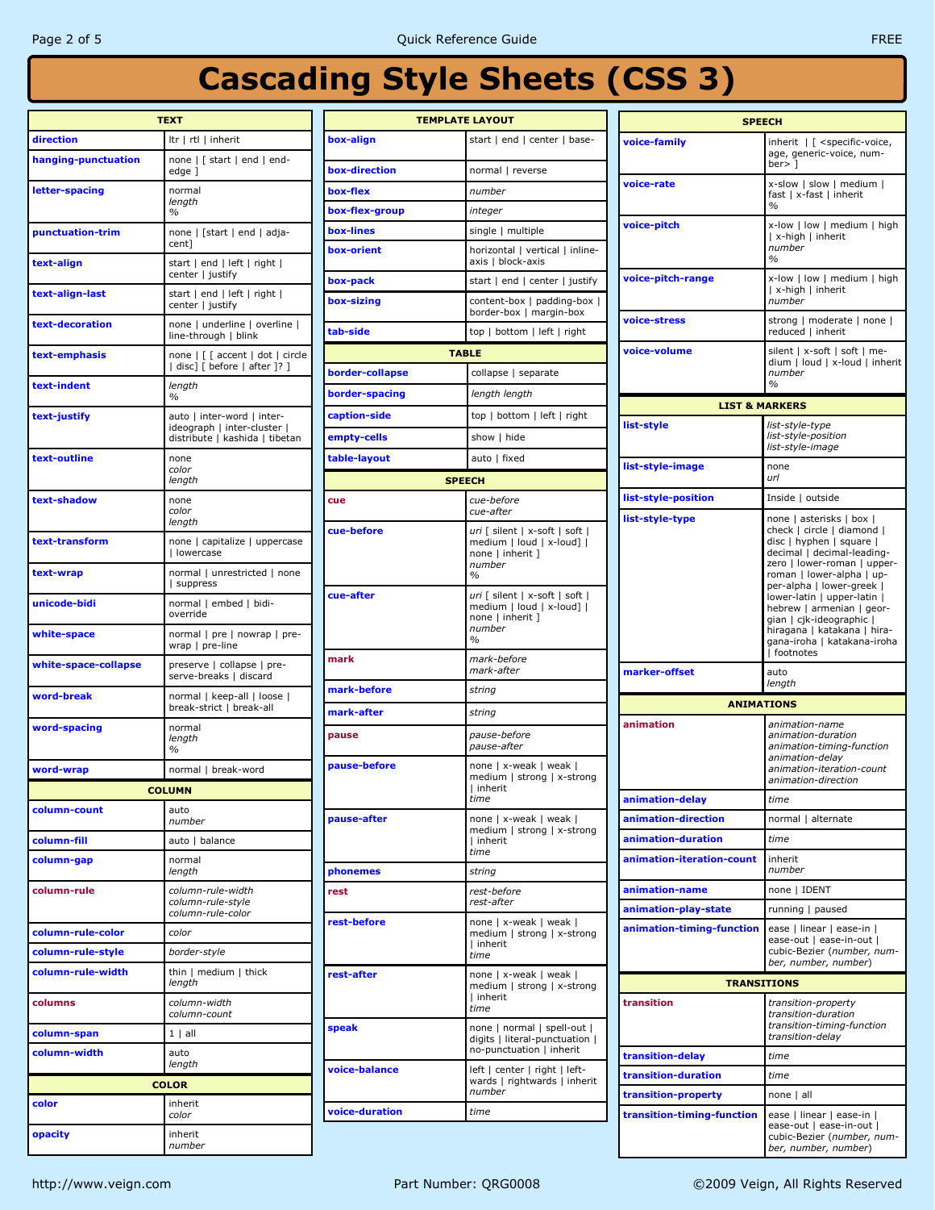# Cascading Style Sheets (CSS 3)

| TEXT | |
|---|---|
| **direction** | ltr \| rtl \| inherit |
| **hanging-punctuation** | none \| [ start \| end \| end-edge ] |
| **letter-spacing** | normal<br>*length*<br>*%* |
| **punctuation-trim** | none \| [start \| end \| adjacent] |
| **text-align** | start \| end \| left \| right \| center \| justify |
| **text-align-last** | start \| end \| left \| right \| center \| justify |
| **text-decoration** | none \| underline \| overline \| line-through \| blink |
| **text-emphasis** | none \| [ [ accent \| dot \| circle \| disc] [ before \| after ]? ] |
| **text-indent** | *length*<br>*%* |
| **text-justify** | auto \| inter-word \| inter-ideograph \| inter-cluster \| distribute \| kashida \| tibetan |
| **text-outline** | none<br>*color*<br>*length* |
| **text-shadow** | none<br>*color*<br>*length* |
| **text-transform** | none \| capitalize \| uppercase \| lowercase |
| **text-wrap** | normal \| unrestricted \| none \| suppress |
| **unicode-bidi** | normal \| embed \| bidi-override |
| **white-space** | normal \| pre \| nowrap \| pre-wrap \| pre-line |
| **white-space-collapse** | preserve \| collapse \| preserve-breaks \| discard |
| **word-break** | normal \| keep-all \| loose \| break-strict \| break-all |
| **word-spacing** | normal<br>*length*<br>*%* |
| **word-wrap** | normal \| break-word |

| COLUMN | |
|---|---|
| **column-count** | auto<br>*number* |
| **column-fill** | auto \| balance |
| **column-gap** | normal<br>*length* |
| **column-rule** | *column-rule-width*<br>*column-rule-style*<br>*column-rule-color* |
| **column-rule-color** | *color* |
| **column-rule-style** | *border-style* |
| **column-rule-width** | thin \| medium \| thick<br>*length* |
| **columns** | *column-width*<br>*column-count* |
| **column-span** | 1 \| all |
| **column-width** | auto<br>*length* |

| COLOR | |
|---|---|
| **color** | inherit<br>*color* |
| **opacity** | inherit<br>*number* |

| TEMPLATE LAYOUT | |
|---|---|
| **box-align** | start \| end \| center \| base- |
| **box-direction** | normal \| reverse |
| **box-flex** | *number* |
| **box-flex-group** | *integer* |
| **box-lines** | single \| multiple |
| **box-orient** | horizontal \| vertical \| inline-axis \| block-axis |
| **box-pack** | start \| end \| center \| justify |
| **box-sizing** | content-box \| padding-box \| border-box \| margin-box |
| **tab-side** | top \| bottom \| left \| right |

| TABLE | |
|---|---|
| **border-collapse** | collapse \| separate |
| **border-spacing** | *length length* |
| **caption-side** | top \| bottom \| left \| right |
| **empty-cells** | show \| hide |
| **table-layout** | auto \| fixed |

| SPEECH | |
|---|---|
| **cue** | *cue-before*<br>*cue-after* |
| **cue-before** | *uri* [ silent \| x-soft \| soft \| medium \| loud \| x-loud] \| none \| inherit ]<br>*number*<br>*%* |
| **cue-after** | *uri* [ silent \| x-soft \| soft \| medium \| loud \| x-loud] \| none \| inherit ]<br>*number*<br>*%* |
| **mark** | *mark-before*<br>*mark-after* |
| **mark-before** | *string* |
| **mark-after** | *string* |
| **pause** | *pause-before*<br>*pause-after* |
| **pause-before** | none \| x-weak \| weak \| medium \| strong \| x-strong \| inherit<br>*time* |
| **pause-after** | none \| x-weak \| weak \| medium \| strong \| x-strong \| inherit<br>*time* |
| **phonemes** | *string* |
| **rest** | *rest-before*<br>*rest-after* |
| **rest-before** | none \| x-weak \| weak \| medium \| strong \| x-strong \| inherit<br>*time* |
| **rest-after** | none \| x-weak \| weak \| medium \| strong \| x-strong \| inherit<br>*time* |
| **speak** | none \| normal \| spell-out \| digits \| literal-punctuation \| no-punctuation \| inherit |
| **voice-balance** | left \| center \| right \| leftwards \| rightwards \| inherit<br>*number* |
| **voice-duration** | *time* |

| SPEECH | |
|---|---|
| **voice-family** | inherit \| [ <specific-voice, age, generic-voice, number> ] |
| **voice-rate** | x-slow \| slow \| medium \| fast \| x-fast \| inherit<br>*%* |
| **voice-pitch** | x-low \| low \| medium \| high \| x-high \| inherit<br>*number*<br>*%* |
| **voice-pitch-range** | x-low \| low \| medium \| high \| x-high \| inherit<br>*number* |
| **voice-stress** | strong \| moderate \| none \| reduced \| inherit |
| **voice-volume** | silent \| x-soft \| soft \| medium \| loud \| x-loud \| inherit<br>*number*<br>*%* |

| LIST & MARKERS | |
|---|---|
| **list-style** | *list-style-type*<br>*list-style-position*<br>*list-style-image* |
| **list-style-image** | none<br>*url* |
| **list-style-position** | Inside \| outside |
| **list-style-type** | none \| asterisks \| box \| check \| circle \| diamond \| disc \| hyphen \| square \| decimal \| decimal-leading-zero \| lower-roman \| upper-roman \| lower-alpha \| upper-alpha \| lower-greek \| lower-latin \| upper-latin \| hebrew \| armenian \| georgian \| cjk-ideographic \| hiragana \| katakana \| hiragana-iroha \| katakana-iroha \| footnotes |
| **marker-offset** | auto<br>*length* |

| ANIMATIONS | |
|---|---|
| **animation** | *animation-name*<br>*animation-duration*<br>*animation-timing-function*<br>*animation-delay*<br>*animation-iteration-count*<br>*animation-direction* |
| **animation-delay** | *time* |
| **animation-direction** | normal \| alternate |
| **animation-duration** | *time* |
| **animation-iteration-count** | inherit<br>*number* |
| **animation-name** | none \| IDENT |
| **animation-play-state** | running \| paused |
| **animation-timing-function** | ease \| linear \| ease-in \| ease-out \| ease-in-out \| cubic-Bezier (*number, number, number, number*) |

| TRANSITIONS | |
|---|---|
| **transition** | *transition-property*<br>*transition-duration*<br>*transition-timing-function*<br>*transition-delay* |
| **transition-delay** | *time* |
| **transition-duration** | *time* |
| **transition-property** | none \| all |
| **transition-timing-function** | ease \| linear \| ease-in \| ease-out \| ease-in-out \| cubic-Bezier (*number, number, number, number*) |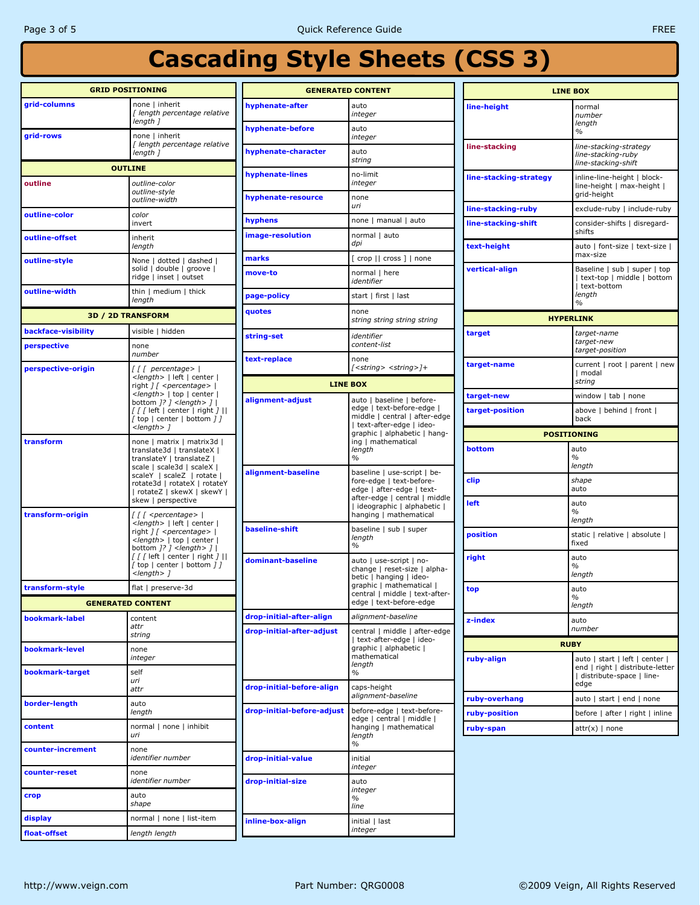# Cascading Style Sheets (CSS 3)

## GRID POSITIONING

| Property | Values |
|---|---|
| grid-columns | none \| inherit<br>*[ length percentage relative length ]* |
| grid-rows | none \| inherit<br>*[ length percentage relative length ]* |

## OUTLINE

| Property | Values |
|---|---|
| outline | *outline-color*<br>*outline-style*<br>*outline-width* |
| outline-color | *color*<br>invert |
| outline-offset | inherit<br>*length* |
| outline-style | None \| dotted \| dashed \| solid \| double \| groove \| ridge \| inset \| outset |
| outline-width | thin \| medium \| thick<br>*length* |

## 3D / 2D TRANSFORM

| Property | Values |
|---|---|
| backface-visibility | visible \| hidden |
| perspective | none<br>*number* |
| perspective-origin | *[ [ [ percentage> \| <length>* \| left \| center \| right *] [ <percentage> \| <length>* \| top \| center \| bottom *]? ] <length> ]* \| *[ [ [* left \| center \| right *] \|\| [* top \| center \| bottom *] ] <length> ]* |
| transform | none \| matrix \| matrix3d \| translate3d \| translateX \| translateY \| translateZ \| scale \| scale3d \| scaleX \| scaleY \| scaleZ \| rotate \| rotate3d \| rotateX \| rotateY \| rotateZ \| skewX \| skewY \| skew \| perspective |
| transform-origin | *[ [ [ <percentage> \| <length>* \| left \| center \| right *] [ <percentage> \| <length>* \| top \| center \| bottom *]? ] <length> ]* \| *[ [ [* left \| center \| right *] \|\| [* top \| center \| bottom *] ] <length> ]* |
| transform-style | flat \| preserve-3d |

## GENERATED CONTENT

| Property | Values |
|---|---|
| bookmark-label | content<br>*attr*<br>*string* |
| bookmark-level | none<br>*integer* |
| bookmark-target | self<br>*uri*<br>*attr* |
| border-length | auto<br>*length* |
| content | normal \| none \| inhibit<br>*uri* |
| counter-increment | none<br>*identifier number* |
| counter-reset | none<br>*identifier number* |
| crop | auto<br>*shape* |
| display | normal \| none \| list-item |
| float-offset | *length length* |
| hyphenate-after | auto<br>*integer* |
| hyphenate-before | auto<br>*integer* |
| hyphenate-character | auto<br>*string* |
| hyphenate-lines | no-limit<br>*integer* |
| hyphenate-resource | none<br>*uri* |
| hyphens | none \| manual \| auto |
| image-resolution | normal \| auto<br>*dpi* |
| marks | [ crop \|\| cross ] \| none |
| move-to | normal \| here<br>*identifier* |
| page-policy | start \| first \| last |
| quotes | none<br>*string string string string* |
| string-set | *identifier*<br>*content-list* |
| text-replace | none<br>*[<string> <string>]+* |

## LINE BOX

| Property | Values |
|---|---|
| alignment-adjust | auto \| baseline \| before-edge \| text-before-edge \| middle \| central \| after-edge \| text-after-edge \| ideographic \| alphabetic \| hanging \| mathematical<br>*length*<br>*%* |
| alignment-baseline | baseline \| use-script \| before-edge \| text-before-edge \| after-edge \| text-after-edge \| central \| middle \| ideographic \| alphabetic \| hanging \| mathematical |
| baseline-shift | baseline \| sub \| super<br>*length*<br>*%* |
| dominant-baseline | auto \| use-script \| no-change \| reset-size \| alphabetic \| hanging \| ideographic \| mathematical \| central \| middle \| text-after-edge \| text-before-edge |
| drop-initial-after-align | *alignment-baseline* |
| drop-initial-after-adjust | central \| middle \| after-edge \| text-after-edge \| ideographic \| alphabetic \| mathematical<br>*length*<br>*%* |
| drop-initial-before-align | caps-height<br>*alignment-baseline* |
| drop-initial-before-adjust | before-edge \| text-before-edge \| central \| middle \| hanging \| mathematical<br>*length*<br>*%* |
| drop-initial-value | initial<br>*integer* |
| drop-initial-size | auto<br>*integer*<br>*%*<br>*line* |
| inline-box-align | initial \| last<br>*integer* |
| line-height | normal<br>*number*<br>*length*<br>*%* |
| line-stacking | *line-stacking-strategy*<br>*line-stacking-ruby*<br>*line-stacking-shift* |
| line-stacking-strategy | inline-line-height \| block-line-height \| max-height \| grid-height |
| line-stacking-ruby | exclude-ruby \| include-ruby |
| line-stacking-shift | consider-shifts \| disregard-shifts |
| text-height | auto \| font-size \| text-size \| max-size |
| vertical-align | Baseline \| sub \| super \| top \| text-top \| middle \| bottom \| text-bottom<br>*length*<br>*%* |

## HYPERLINK

| Property | Values |
|---|---|
| target | *target-name*<br>*target-new*<br>*target-position* |
| target-name | current \| root \| parent \| new \| modal<br>*string* |
| target-new | window \| tab \| none |
| target-position | above \| behind \| front \| back |

## POSITIONING

| Property | Values |
|---|---|
| bottom | auto<br>*%*<br>*length* |
| clip | *shape*<br>auto |
| left | auto<br>*%*<br>*length* |
| position | static \| relative \| absolute \| fixed |
| right | auto<br>*%*<br>*length* |
| top | auto<br>*%*<br>*length* |
| z-index | auto<br>*number* |

## RUBY

| Property | Values |
|---|---|
| ruby-align | auto \| start \| left \| center \| end \| right \| distribute-letter \| distribute-space \| line-edge |
| ruby-overhang | auto \| start \| end \| none |
| ruby-position | before \| after \| right \| inline |
| ruby-span | attr(x) \| none |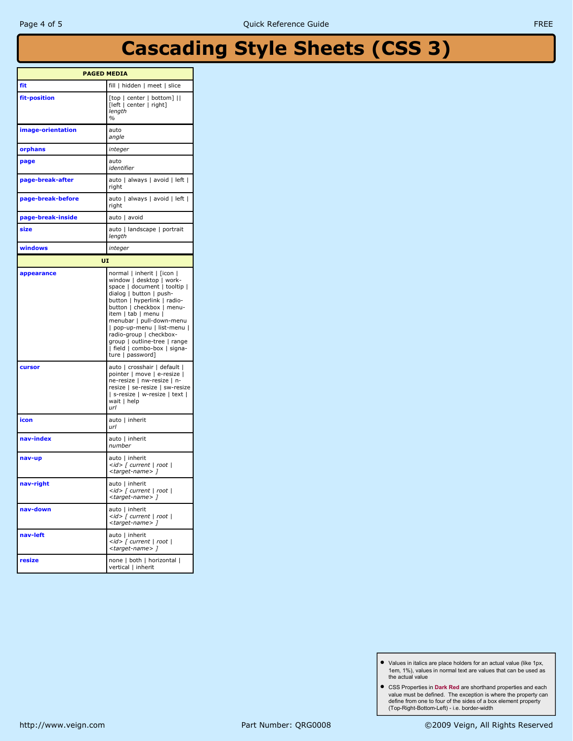# Cascading Style Sheets (CSS 3)

| PAGED MEDIA | |
|---|---|
| **fit** | fill \| hidden \| meet \| slice |
| **fit-position** | [top \| center \| bottom] \|\| [left \| center \| right]<br>*length*<br>*%* |
| **image-orientation** | auto<br>*angle* |
| **orphans** | *integer* |
| **page** | auto<br>*identifier* |
| **page-break-after** | auto \| always \| avoid \| left \| right |
| **page-break-before** | auto \| always \| avoid \| left \| right |
| **page-break-inside** | auto \| avoid |
| **size** | auto \| landscape \| portrait<br>*length* |
| **windows** | *integer* |
| **UI** | |
| **appearance** | normal \| inherit \| [icon \| window \| desktop \| work-space \| document \| tooltip \| dialog \| button \| push-button \| hyperlink \| radio-button \| checkbox \| menu-item \| tab \| menu \| menubar \| pull-down-menu \| pop-up-menu \| list-menu \| radio-group \| checkbox-group \| outline-tree \| range \| field \| combo-box \| signa-ture \| password] |
| **cursor** | auto \| crosshair \| default \| pointer \| move \| e-resize \| ne-resize \| nw-resize \| n-resize \| se-resize \| sw-resize \| s-resize \| w-resize \| text \| wait \| help<br>*url* |
| **icon** | auto \| inherit<br>*url* |
| **nav-index** | auto \| inherit<br>*number* |
| **nav-up** | auto \| inherit<br>*<id> [ current \| root \| <target-name> ]* |
| **nav-right** | auto \| inherit<br>*<id> [ current \| root \| <target-name> ]* |
| **nav-down** | auto \| inherit<br>*<id> [ current \| root \| <target-name> ]* |
| **nav-left** | auto \| inherit<br>*<id> [ current \| root \| <target-name> ]* |
| **resize** | none \| both \| horizontal \| vertical \| inherit |

- Values in italics are place holders for an actual value (like 1px, 1em, 1%), values in normal text are values that can be used as the actual value
- CSS Properties in **Dark Red** are shorthand properties and each value must be defined. The exception is where the property can define from one to four of the sides of a box element property (Top-Right-Bottom-Left) - i.e. border-width

http://www.veign.com | Part Number: QRG0008 | ©2009 Veign, All Rights Reserved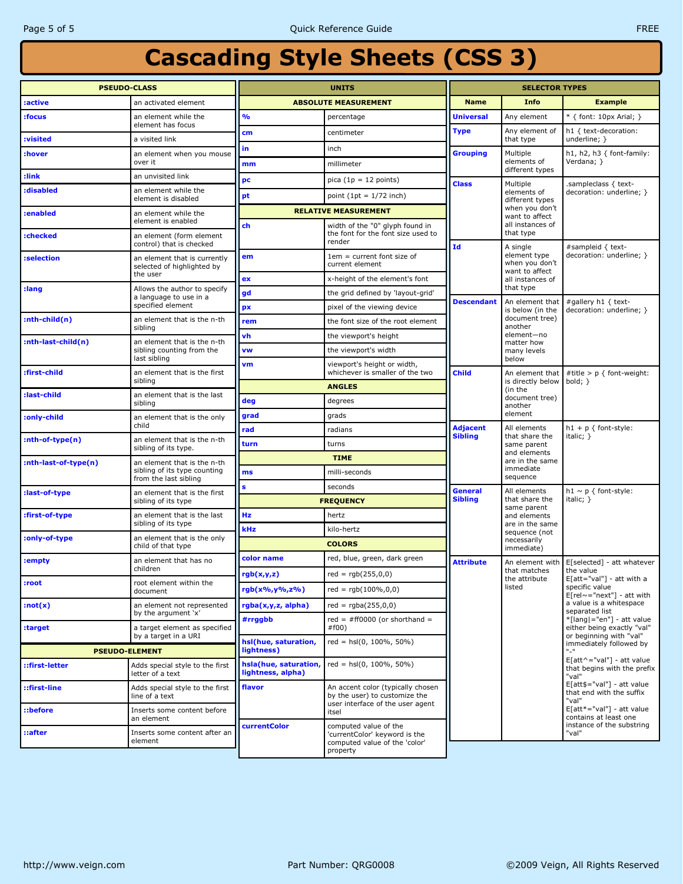# Cascading Style Sheets (CSS 3)

| PSEUDO-CLASS | |
|---|---|
| **:active** | an activated element |
| **:focus** | an element while the element has focus |
| **:visited** | a visited link |
| **:hover** | an element when you mouse over it |
| **:link** | an unvisited link |
| **:disabled** | an element while the element is disabled |
| **:enabled** | an element while the element is enabled |
| **:checked** | an element (form element control) that is checked |
| **:selection** | an element that is currently selected of highlighted by the user |
| **:lang** | Allows the author to specify a language to use in a specified element |
| **:nth-child(n)** | an element that is the n-th sibling |
| **:nth-last-child(n)** | an element that is the n-th sibling counting from the last sibling |
| **:first-child** | an element that is the first sibling |
| **:last-child** | an element that is the last sibling |
| **:only-child** | an element that is the only child |
| **:nth-of-type(n)** | an element that is the n-th sibling of its type. |
| **:nth-last-of-type(n)** | an element that is the n-th sibling of its type counting from the last sibling |
| **:last-of-type** | an element that is the first sibling of its type |
| **:first-of-type** | an element that is the last sibling of its type |
| **:only-of-type** | an element that is the only child of that type |
| **:empty** | an element that has no children |
| **:root** | root element within the document |
| **:not(x)** | an element not represented by the argument 'x' |
| **:target** | a target element as specified by a target in a URI |

| PSEUDO-ELEMENT | |
|---|---|
| **::first-letter** | Adds special style to the first letter of a text |
| **::first-line** | Adds special style to the first line of a text |
| **::before** | Inserts some content before an element |
| **::after** | Inserts some content after an element |

| UNITS | |
|---|---|
| **ABSOLUTE MEASUREMENT** | |
| **%** | percentage |
| **cm** | centimeter |
| **in** | inch |
| **mm** | millimeter |
| **pc** | pica (1p = 12 points) |
| **pt** | point (1pt = 1/72 inch) |
| **RELATIVE MEASUREMENT** | |
| **ch** | width of the "0" glyph found in the font for the font size used to render |
| **em** | 1em = current font size of current element |
| **ex** | x-height of the element's font |
| **gd** | the grid defined by 'layout-grid' |
| **px** | pixel of the viewing device |
| **rem** | the font size of the root element |
| **vh** | the viewport's height |
| **vw** | the viewport's width |
| **vm** | viewport's height or width, whichever is smaller of the two |
| **ANGLES** | |
| **deg** | degrees |
| **grad** | grads |
| **rad** | radians |
| **turn** | turns |
| **TIME** | |
| **ms** | milli-seconds |
| **s** | seconds |
| **FREQUENCY** | |
| **Hz** | hertz |
| **kHz** | kilo-hertz |
| **COLORS** | |
| **color name** | red, blue, green, dark green |
| **rgb(x,y,z)** | red = rgb(255,0,0) |
| **rgb(x%,y%,z%)** | red = rgb(100%,0,0) |
| **rgba(x,y,z, alpha)** | red = rgba(255,0,0) |
| **#rrggbb** | red = #ff0000 (or shorthand = #f00) |
| **hsl(hue, saturation, lightness)** | red = hsl(0, 100%, 50%) |
| **hsla(hue, saturation, lightness, alpha)** | red = hsl(0, 100%, 50%) |
| **flavor** | An accent color (typically chosen by the user) to customize the user interface of the user agent itsel |
| **currentColor** | computed value of the 'currentColor' keyword is the computed value of the 'color' property |

| SELECTOR TYPES | | |
|---|---|---|
| **Name** | **Info** | **Example** |
| **Universal** | Any element | * { font: 10px Arial; } |
| **Type** | Any element of that type | h1 { text-decoration: underline; } |
| **Grouping** | Multiple elements of different types | h1, h2, h3 { font-family: Verdana; } |
| **Class** | Multiple elements of different types when you don't want to affect all instances of that type | .sampleclass { text-decoration: underline; } |
| **Id** | A single element type when you don't want to affect all instances of that type | #sampleid { text-decoration: underline; } |
| **Descendant** | An element that is below (in the document tree) another element—no matter how many levels below | #gallery h1 { text-decoration: underline; } |
| **Child** | An element that is directly below (in the document tree) another element | #title > p { font-weight: bold; } |
| **Adjacent Sibling** | All elements that share the same parent and elements are in the same immediate sequence | h1 + p { font-style: italic; } |
| **General Sibling** | All elements that share the same parent and elements are in the same sequence (not necessarily immediate) | h1 ~ p { font-style: italic; } |
| **Attribute** | An element with that matches the attribute listed | E[selected] - att whatever the value<br>E[att="val"] - att with a specific value<br>E[rel~="next"] - att with a value is a whitespace separated list<br>*[lang\|="en"] - att value either being exactly "val" or beginning with "val" immediately followed by "-"<br>E[att^="val"] - att value that begins with the prefix "val"<br>E[att$="val"] - att value that end with the suffix "val"<br>E[att*="val"] - att value contains at least one instance of the substring "val" |

http://www.veign.com

Part Number: QRG0008

©2009 Veign, All Rights Reserved